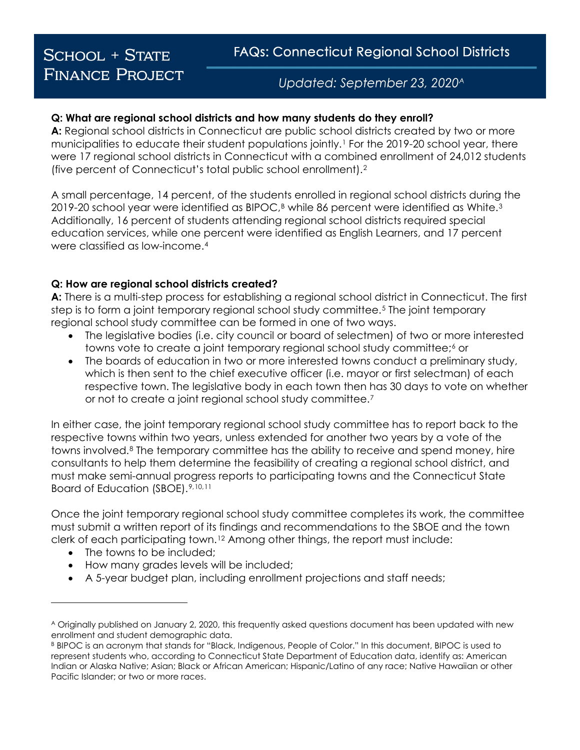# School + State Finance Project

## FAQs: Connecticut Regional School Districts

*Updated: September 23, 2020*[A]

**Q: What are regional school districts and how many students do they enroll?**
**A:** Regional school districts in Connecticut are public school districts created by two or more municipalities to educate their student populations jointly.[1] For the 2019-20 school year, there were 17 regional school districts in Connecticut with a combined enrollment of 24,012 students (five percent of Connecticut's total public school enrollment).[2]

A small percentage, 14 percent, of the students enrolled in regional school districts during the 2019-20 school year were identified as BIPOC,[B] while 86 percent were identified as White.[3] Additionally, 16 percent of students attending regional school districts required special education services, while one percent were identified as English Learners, and 17 percent were classified as low-income.[4]

**Q: How are regional school districts created?**
**A:** There is a multi-step process for establishing a regional school district in Connecticut. The first step is to form a joint temporary regional school study committee.[5] The joint temporary regional school study committee can be formed in one of two ways.

- The legislative bodies (i.e. city council or board of selectmen) of two or more interested towns vote to create a joint temporary regional school study committee;[6] or
- The boards of education in two or more interested towns conduct a preliminary study, which is then sent to the chief executive officer (i.e. mayor or first selectman) of each respective town. The legislative body in each town then has 30 days to vote on whether or not to create a joint regional school study committee.[7]

In either case, the joint temporary regional school study committee has to report back to the respective towns within two years, unless extended for another two years by a vote of the towns involved.[8] The temporary committee has the ability to receive and spend money, hire consultants to help them determine the feasibility of creating a regional school district, and must make semi-annual progress reports to participating towns and the Connecticut State Board of Education (SBOE).[9,10,11]

Once the joint temporary regional school study committee completes its work, the committee must submit a written report of its findings and recommendations to the SBOE and the town clerk of each participating town.[12] Among other things, the report must include:

- The towns to be included;
- How many grades levels will be included;
- A 5-year budget plan, including enrollment projections and staff needs;

---

[A] Originally published on January 2, 2020, this frequently asked questions document has been updated with new enrollment and student demographic data.

[B] BIPOC is an acronym that stands for "Black, Indigenous, People of Color." In this document, BIPOC is used to represent students who, according to Connecticut State Department of Education data, identify as: American Indian or Alaska Native; Asian; Black or African American; Hispanic/Latino of any race; Native Hawaiian or other Pacific Islander; or two or more races.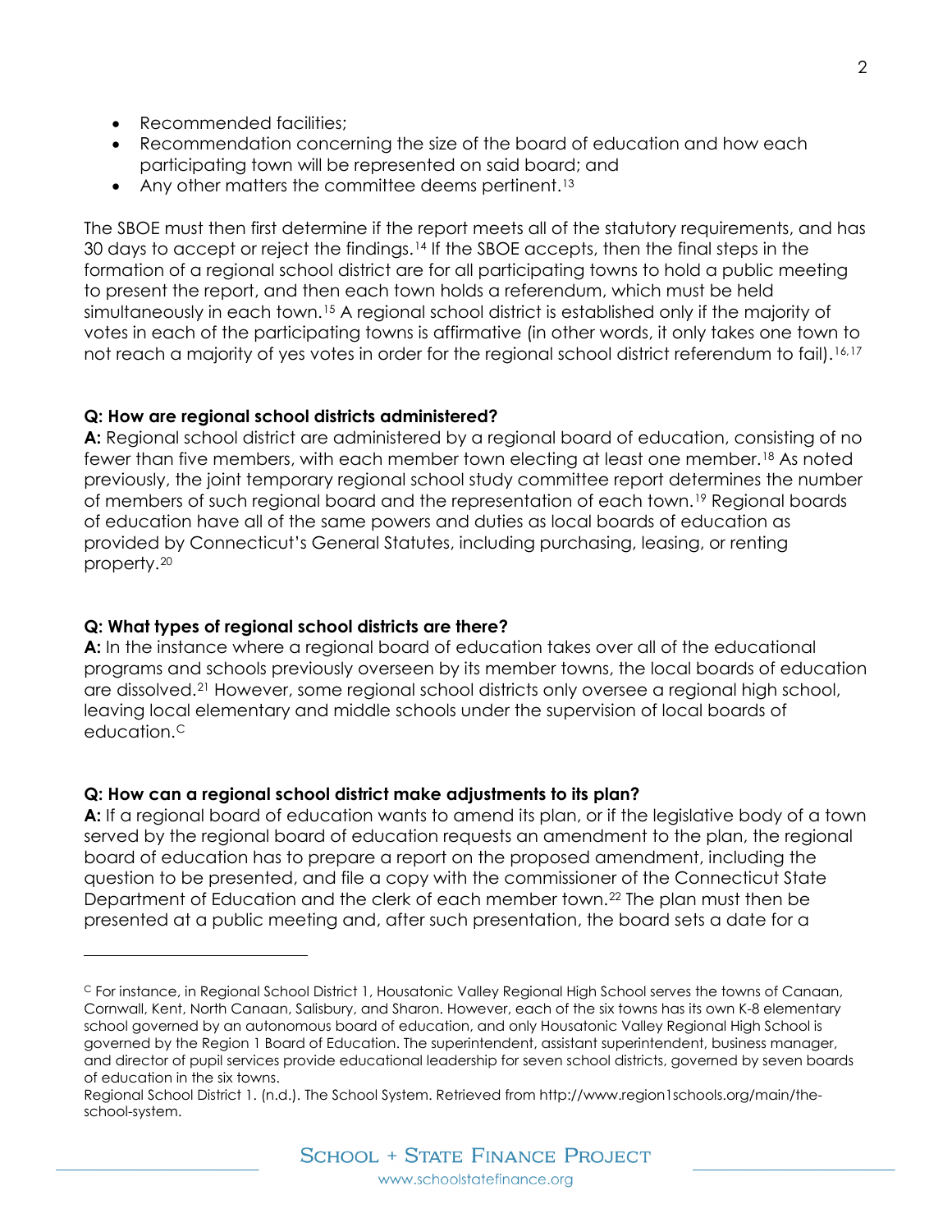- Recommended facilities;
- Recommendation concerning the size of the board of education and how each participating town will be represented on said board; and
- Any other matters the committee deems pertinent.[13]

The SBOE must then first determine if the report meets all of the statutory requirements, and has 30 days to accept or reject the findings.[14] If the SBOE accepts, then the final steps in the formation of a regional school district are for all participating towns to hold a public meeting to present the report, and then each town holds a referendum, which must be held simultaneously in each town.[15] A regional school district is established only if the majority of votes in each of the participating towns is affirmative (in other words, it only takes one town to not reach a majority of yes votes in order for the regional school district referendum to fail).[16,17]

**Q: How are regional school districts administered?**

**A:** Regional school district are administered by a regional board of education, consisting of no fewer than five members, with each member town electing at least one member.[18] As noted previously, the joint temporary regional school study committee report determines the number of members of such regional board and the representation of each town.[19] Regional boards of education have all of the same powers and duties as local boards of education as provided by Connecticut's General Statutes, including purchasing, leasing, or renting property.[20]

**Q: What types of regional school districts are there?**

**A:** In the instance where a regional board of education takes over all of the educational programs and schools previously overseen by its member towns, the local boards of education are dissolved.[21] However, some regional school districts only oversee a regional high school, leaving local elementary and middle schools under the supervision of local boards of education.[C]

**Q: How can a regional school district make adjustments to its plan?**

**A:** If a regional board of education wants to amend its plan, or if the legislative body of a town served by the regional board of education requests an amendment to the plan, the regional board of education has to prepare a report on the proposed amendment, including the question to be presented, and file a copy with the commissioner of the Connecticut State Department of Education and the clerk of each member town.[22] The plan must then be presented at a public meeting and, after such presentation, the board sets a date for a

---

[C] For instance, in Regional School District 1, Housatonic Valley Regional High School serves the towns of Canaan, Cornwall, Kent, North Canaan, Salisbury, and Sharon. However, each of the six towns has its own K-8 elementary school governed by an autonomous board of education, and only Housatonic Valley Regional High School is governed by the Region 1 Board of Education. The superintendent, assistant superintendent, business manager, and director of pupil services provide educational leadership for seven school districts, governed by seven boards of education in the six towns.

Regional School District 1. (n.d.). The School System. Retrieved from http://www.region1schools.org/main/the-school-system.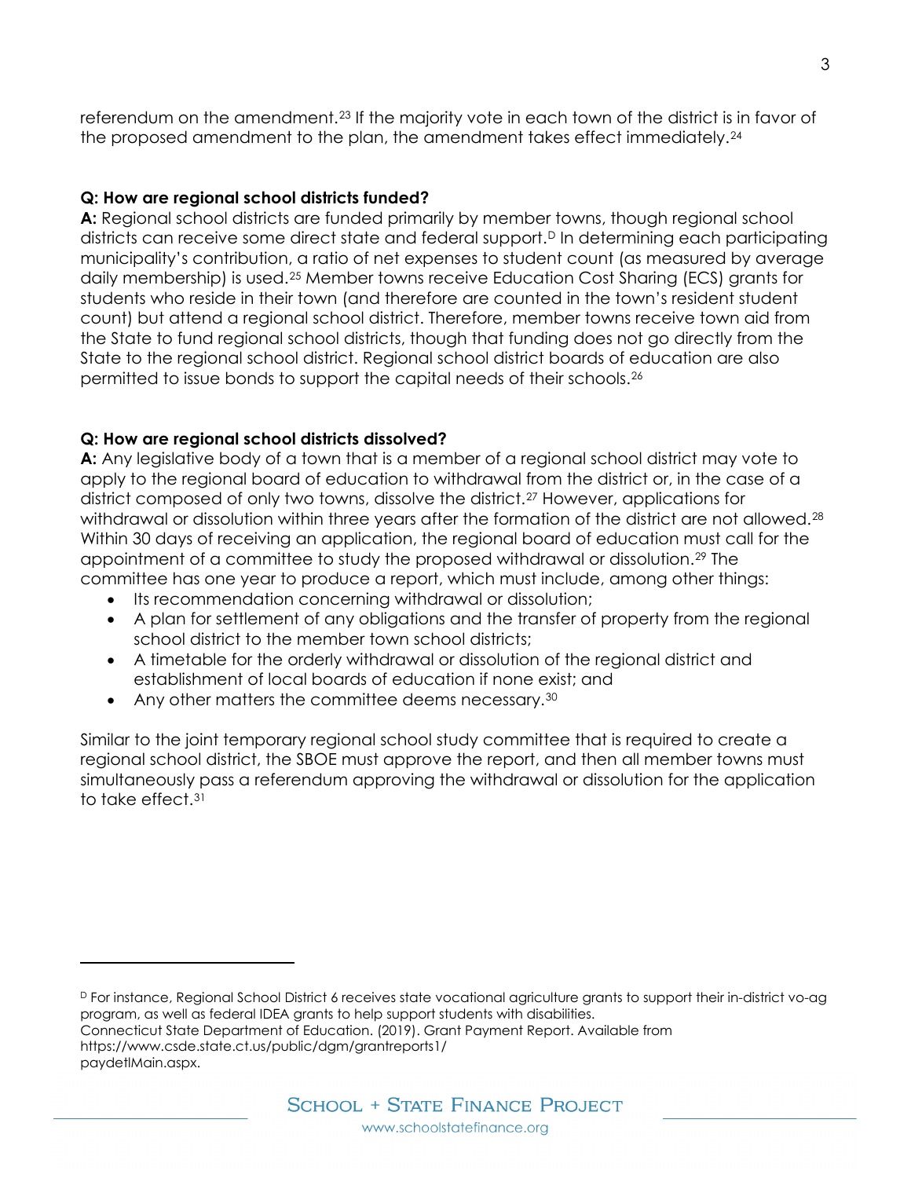referendum on the amendment.[23] If the majority vote in each town of the district is in favor of the proposed amendment to the plan, the amendment takes effect immediately.[24]

**Q: How are regional school districts funded?**

**A:** Regional school districts are funded primarily by member towns, though regional school districts can receive some direct state and federal support.[D] In determining each participating municipality's contribution, a ratio of net expenses to student count (as measured by average daily membership) is used.[25] Member towns receive Education Cost Sharing (ECS) grants for students who reside in their town (and therefore are counted in the town's resident student count) but attend a regional school district. Therefore, member towns receive town aid from the State to fund regional school districts, though that funding does not go directly from the State to the regional school district. Regional school district boards of education are also permitted to issue bonds to support the capital needs of their schools.[26]

**Q: How are regional school districts dissolved?**

**A:** Any legislative body of a town that is a member of a regional school district may vote to apply to the regional board of education to withdrawal from the district or, in the case of a district composed of only two towns, dissolve the district.[27] However, applications for withdrawal or dissolution within three years after the formation of the district are not allowed.[28] Within 30 days of receiving an application, the regional board of education must call for the appointment of a committee to study the proposed withdrawal or dissolution.[29] The committee has one year to produce a report, which must include, among other things:

- Its recommendation concerning withdrawal or dissolution;
- A plan for settlement of any obligations and the transfer of property from the regional school district to the member town school districts;
- A timetable for the orderly withdrawal or dissolution of the regional district and establishment of local boards of education if none exist; and
- Any other matters the committee deems necessary.[30]

Similar to the joint temporary regional school study committee that is required to create a regional school district, the SBOE must approve the report, and then all member towns must simultaneously pass a referendum approving the withdrawal or dissolution for the application to take effect.[31]

---

[D] For instance, Regional School District 6 receives state vocational agriculture grants to support their in-district vo-ag program, as well as federal IDEA grants to help support students with disabilities.
Connecticut State Department of Education. (2019). Grant Payment Report. Available from https://www.csde.state.ct.us/public/dgm/grantreports1/paydetlMain.aspx.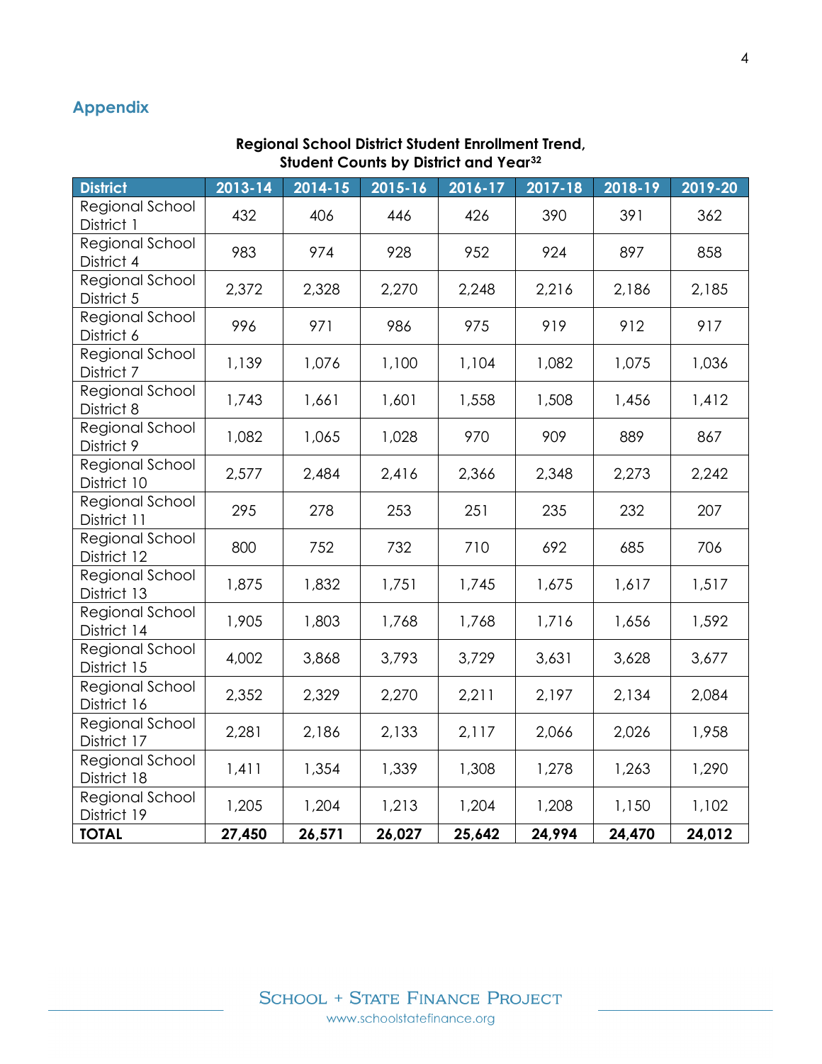## Appendix

**Regional School District Student Enrollment Trend, Student Counts by District and Year**[32]

| District | 2013-14 | 2014-15 | 2015-16 | 2016-17 | 2017-18 | 2018-19 | 2019-20 |
|---|---|---|---|---|---|---|---|
| Regional School District 1 | 432 | 406 | 446 | 426 | 390 | 391 | 362 |
| Regional School District 4 | 983 | 974 | 928 | 952 | 924 | 897 | 858 |
| Regional School District 5 | 2,372 | 2,328 | 2,270 | 2,248 | 2,216 | 2,186 | 2,185 |
| Regional School District 6 | 996 | 971 | 986 | 975 | 919 | 912 | 917 |
| Regional School District 7 | 1,139 | 1,076 | 1,100 | 1,104 | 1,082 | 1,075 | 1,036 |
| Regional School District 8 | 1,743 | 1,661 | 1,601 | 1,558 | 1,508 | 1,456 | 1,412 |
| Regional School District 9 | 1,082 | 1,065 | 1,028 | 970 | 909 | 889 | 867 |
| Regional School District 10 | 2,577 | 2,484 | 2,416 | 2,366 | 2,348 | 2,273 | 2,242 |
| Regional School District 11 | 295 | 278 | 253 | 251 | 235 | 232 | 207 |
| Regional School District 12 | 800 | 752 | 732 | 710 | 692 | 685 | 706 |
| Regional School District 13 | 1,875 | 1,832 | 1,751 | 1,745 | 1,675 | 1,617 | 1,517 |
| Regional School District 14 | 1,905 | 1,803 | 1,768 | 1,768 | 1,716 | 1,656 | 1,592 |
| Regional School District 15 | 4,002 | 3,868 | 3,793 | 3,729 | 3,631 | 3,628 | 3,677 |
| Regional School District 16 | 2,352 | 2,329 | 2,270 | 2,211 | 2,197 | 2,134 | 2,084 |
| Regional School District 17 | 2,281 | 2,186 | 2,133 | 2,117 | 2,066 | 2,026 | 1,958 |
| Regional School District 18 | 1,411 | 1,354 | 1,339 | 1,308 | 1,278 | 1,263 | 1,290 |
| Regional School District 19 | 1,205 | 1,204 | 1,213 | 1,204 | 1,208 | 1,150 | 1,102 |
| **TOTAL** | **27,450** | **26,571** | **26,027** | **25,642** | **24,994** | **24,470** | **24,012** |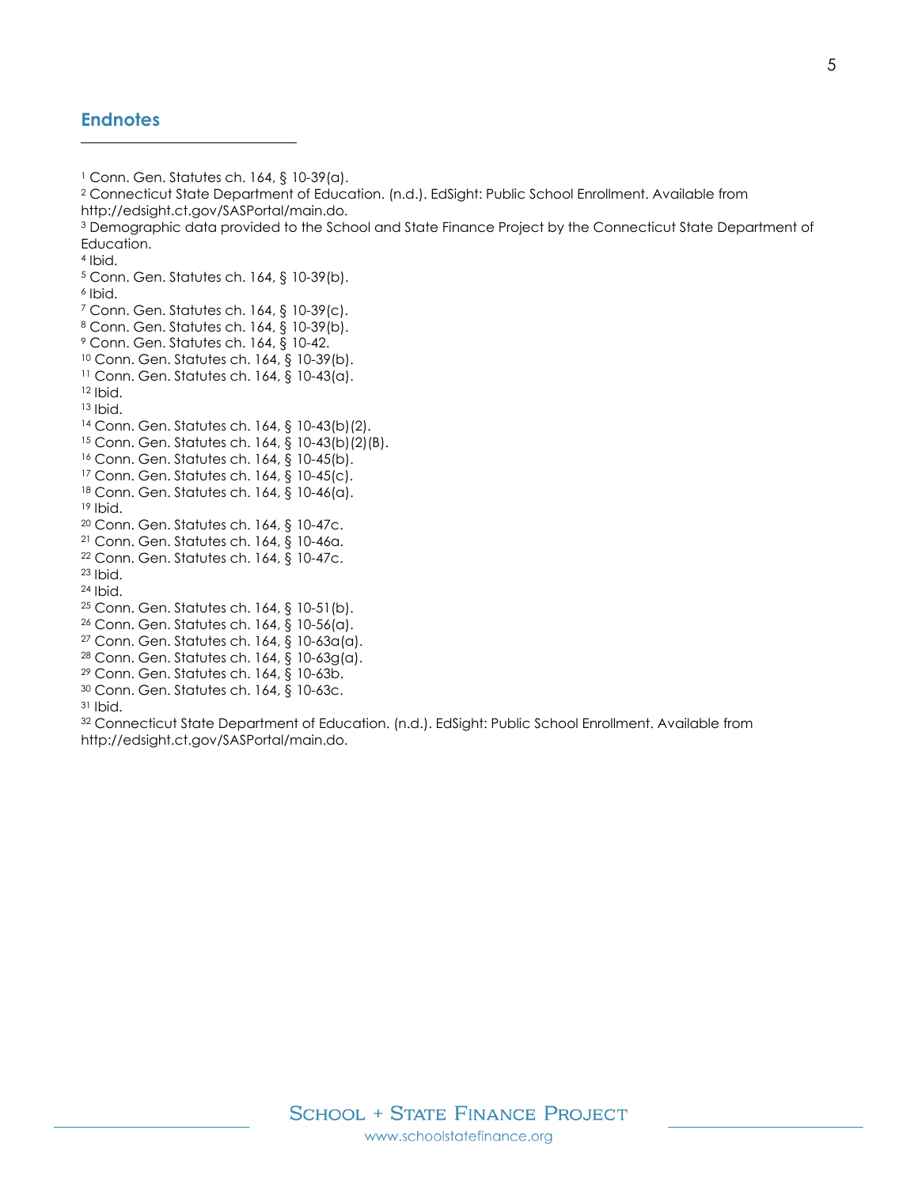## Endnotes

[1] Conn. Gen. Statutes ch. 164, § 10-39(a).
[2] Connecticut State Department of Education. (n.d.). EdSight: Public School Enrollment. Available from http://edsight.ct.gov/SASPortal/main.do.
[3] Demographic data provided to the School and State Finance Project by the Connecticut State Department of Education.
[4] Ibid.
[5] Conn. Gen. Statutes ch. 164, § 10-39(b).
[6] Ibid.
[7] Conn. Gen. Statutes ch. 164, § 10-39(c).
[8] Conn. Gen. Statutes ch. 164, § 10-39(b).
[9] Conn. Gen. Statutes ch. 164, § 10-42.
[10] Conn. Gen. Statutes ch. 164, § 10-39(b).
[11] Conn. Gen. Statutes ch. 164, § 10-43(a).
[12] Ibid.
[13] Ibid.
[14] Conn. Gen. Statutes ch. 164, § 10-43(b)(2).
[15] Conn. Gen. Statutes ch. 164, § 10-43(b)(2)(B).
[16] Conn. Gen. Statutes ch. 164, § 10-45(b).
[17] Conn. Gen. Statutes ch. 164, § 10-45(c).
[18] Conn. Gen. Statutes ch. 164, § 10-46(a).
[19] Ibid.
[20] Conn. Gen. Statutes ch. 164, § 10-47c.
[21] Conn. Gen. Statutes ch. 164, § 10-46a.
[22] Conn. Gen. Statutes ch. 164, § 10-47c.
[23] Ibid.
[24] Ibid.
[25] Conn. Gen. Statutes ch. 164, § 10-51(b).
[26] Conn. Gen. Statutes ch. 164, § 10-56(a).
[27] Conn. Gen. Statutes ch. 164, § 10-63a(a).
[28] Conn. Gen. Statutes ch. 164, § 10-63g(a).
[29] Conn. Gen. Statutes ch. 164, § 10-63b.
[30] Conn. Gen. Statutes ch. 164, § 10-63c.
[31] Ibid.
[32] Connecticut State Department of Education. (n.d.). EdSight: Public School Enrollment. Available from http://edsight.ct.gov/SASPortal/main.do.